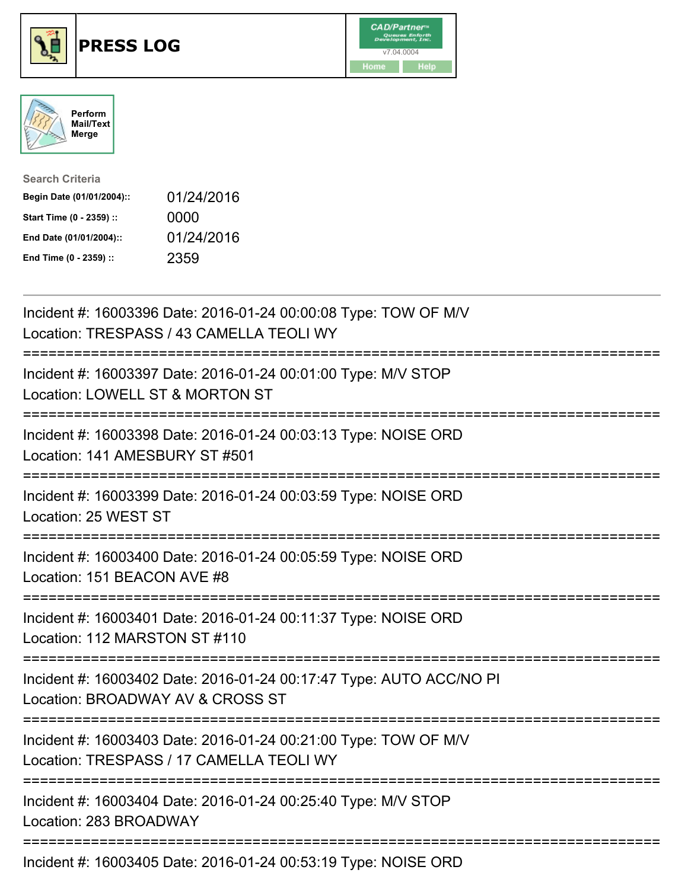# PRESS LOG

CAD/Partner v7.04.0004

Home Help

Perform Mail/Text Merge

**Search Criteria**

| | |
|---|---|
| **Begin Date (01/01/2004)::** | 01/24/2016 |
| **Start Time (0 - 2359) ::** | 0000 |
| **End Date (01/01/2004)::** | 01/24/2016 |
| **End Time (0 - 2359) ::** | 2359 |

---

Incident #: 16003396 Date: 2016-01-24 00:00:08 Type: TOW OF M/V
Location: TRESPASS / 43 CAMELLA TEOLI WY

===========================================================================

Incident #: 16003397 Date: 2016-01-24 00:01:00 Type: M/V STOP
Location: LOWELL ST & MORTON ST

===========================================================================

Incident #: 16003398 Date: 2016-01-24 00:03:13 Type: NOISE ORD
Location: 141 AMESBURY ST #501

===========================================================================

Incident #: 16003399 Date: 2016-01-24 00:03:59 Type: NOISE ORD
Location: 25 WEST ST

===========================================================================

Incident #: 16003400 Date: 2016-01-24 00:05:59 Type: NOISE ORD
Location: 151 BEACON AVE #8

===========================================================================

Incident #: 16003401 Date: 2016-01-24 00:11:37 Type: NOISE ORD
Location: 112 MARSTON ST #110

===========================================================================

Incident #: 16003402 Date: 2016-01-24 00:17:47 Type: AUTO ACC/NO PI
Location: BROADWAY AV & CROSS ST

===========================================================================

Incident #: 16003403 Date: 2016-01-24 00:21:00 Type: TOW OF M/V
Location: TRESPASS / 17 CAMELLA TEOLI WY

===========================================================================

Incident #: 16003404 Date: 2016-01-24 00:25:40 Type: M/V STOP
Location: 283 BROADWAY

===========================================================================

Incident #: 16003405 Date: 2016-01-24 00:53:19 Type: NOISE ORD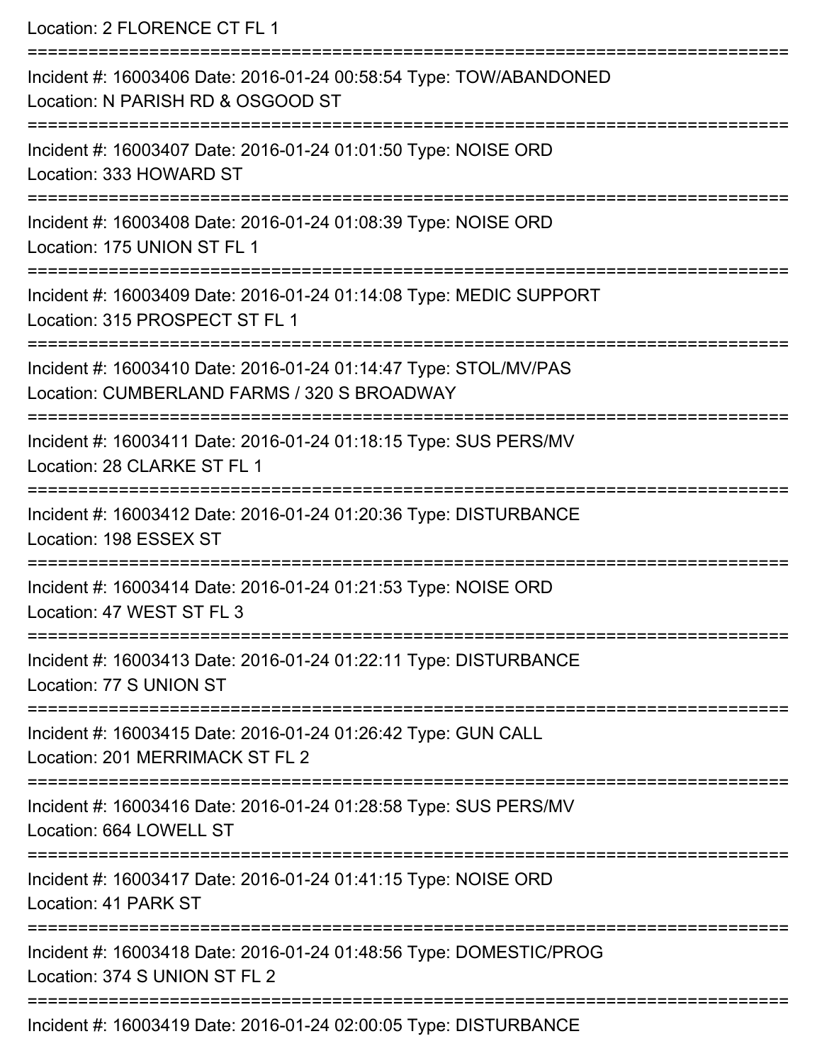Location: 2 FLORENCE CT FL 1

===========================================================================

Incident #: 16003406 Date: 2016-01-24 00:58:54 Type: TOW/ABANDONED
Location: N PARISH RD & OSGOOD ST

===========================================================================

Incident #: 16003407 Date: 2016-01-24 01:01:50 Type: NOISE ORD
Location: 333 HOWARD ST

===========================================================================

Incident #: 16003408 Date: 2016-01-24 01:08:39 Type: NOISE ORD
Location: 175 UNION ST FL 1

===========================================================================

Incident #: 16003409 Date: 2016-01-24 01:14:08 Type: MEDIC SUPPORT
Location: 315 PROSPECT ST FL 1

===========================================================================

Incident #: 16003410 Date: 2016-01-24 01:14:47 Type: STOL/MV/PAS
Location: CUMBERLAND FARMS / 320 S BROADWAY

===========================================================================

Incident #: 16003411 Date: 2016-01-24 01:18:15 Type: SUS PERS/MV
Location: 28 CLARKE ST FL 1

===========================================================================

Incident #: 16003412 Date: 2016-01-24 01:20:36 Type: DISTURBANCE
Location: 198 ESSEX ST

===========================================================================

Incident #: 16003414 Date: 2016-01-24 01:21:53 Type: NOISE ORD
Location: 47 WEST ST FL 3

===========================================================================

Incident #: 16003413 Date: 2016-01-24 01:22:11 Type: DISTURBANCE
Location: 77 S UNION ST

===========================================================================

Incident #: 16003415 Date: 2016-01-24 01:26:42 Type: GUN CALL
Location: 201 MERRIMACK ST FL 2

===========================================================================

Incident #: 16003416 Date: 2016-01-24 01:28:58 Type: SUS PERS/MV
Location: 664 LOWELL ST

===========================================================================

Incident #: 16003417 Date: 2016-01-24 01:41:15 Type: NOISE ORD
Location: 41 PARK ST

===========================================================================

Incident #: 16003418 Date: 2016-01-24 01:48:56 Type: DOMESTIC/PROG
Location: 374 S UNION ST FL 2

===========================================================================

Incident #: 16003419 Date: 2016-01-24 02:00:05 Type: DISTURBANCE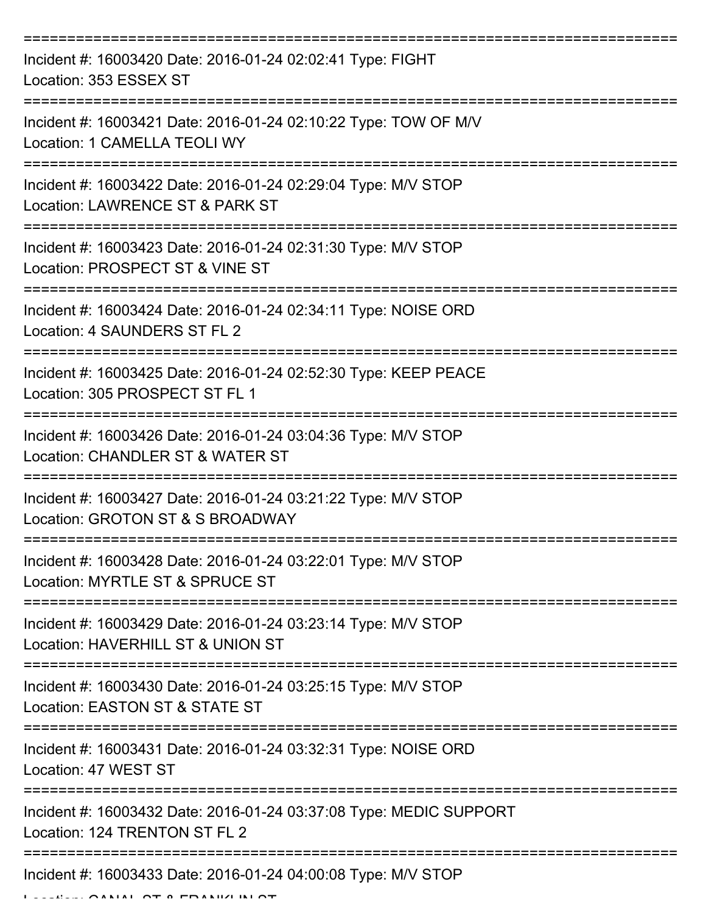===========================================================================
Incident #: 16003420 Date: 2016-01-24 02:02:41 Type: FIGHT
Location: 353 ESSEX ST
===========================================================================
Incident #: 16003421 Date: 2016-01-24 02:10:22 Type: TOW OF M/V
Location: 1 CAMELLA TEOLI WY
===========================================================================
Incident #: 16003422 Date: 2016-01-24 02:29:04 Type: M/V STOP
Location: LAWRENCE ST & PARK ST
===========================================================================
Incident #: 16003423 Date: 2016-01-24 02:31:30 Type: M/V STOP
Location: PROSPECT ST & VINE ST
===========================================================================
Incident #: 16003424 Date: 2016-01-24 02:34:11 Type: NOISE ORD
Location: 4 SAUNDERS ST FL 2
===========================================================================
Incident #: 16003425 Date: 2016-01-24 02:52:30 Type: KEEP PEACE
Location: 305 PROSPECT ST FL 1
===========================================================================
Incident #: 16003426 Date: 2016-01-24 03:04:36 Type: M/V STOP
Location: CHANDLER ST & WATER ST
===========================================================================
Incident #: 16003427 Date: 2016-01-24 03:21:22 Type: M/V STOP
Location: GROTON ST & S BROADWAY
===========================================================================
Incident #: 16003428 Date: 2016-01-24 03:22:01 Type: M/V STOP
Location: MYRTLE ST & SPRUCE ST
===========================================================================
Incident #: 16003429 Date: 2016-01-24 03:23:14 Type: M/V STOP
Location: HAVERHILL ST & UNION ST
===========================================================================
Incident #: 16003430 Date: 2016-01-24 03:25:15 Type: M/V STOP
Location: EASTON ST & STATE ST
===========================================================================
Incident #: 16003431 Date: 2016-01-24 03:32:31 Type: NOISE ORD
Location: 47 WEST ST
===========================================================================
Incident #: 16003432 Date: 2016-01-24 03:37:08 Type: MEDIC SUPPORT
Location: 124 TRENTON ST FL 2
===========================================================================
Incident #: 16003433 Date: 2016-01-24 04:00:08 Type: M/V STOP
Location: CANAL ST & FRANKLIN ST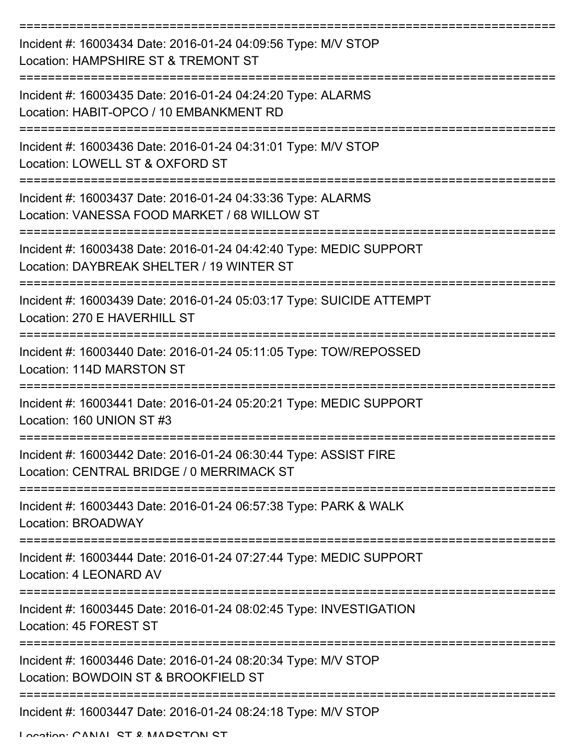===========================================================================

Incident #: 16003434 Date: 2016-01-24 04:09:56 Type: M/V STOP
Location: HAMPSHIRE ST & TREMONT ST

===========================================================================

Incident #: 16003435 Date: 2016-01-24 04:24:20 Type: ALARMS
Location: HABIT-OPCO / 10 EMBANKMENT RD

===========================================================================

Incident #: 16003436 Date: 2016-01-24 04:31:01 Type: M/V STOP
Location: LOWELL ST & OXFORD ST

===========================================================================

Incident #: 16003437 Date: 2016-01-24 04:33:36 Type: ALARMS
Location: VANESSA FOOD MARKET / 68 WILLOW ST

===========================================================================

Incident #: 16003438 Date: 2016-01-24 04:42:40 Type: MEDIC SUPPORT
Location: DAYBREAK SHELTER / 19 WINTER ST

===========================================================================

Incident #: 16003439 Date: 2016-01-24 05:03:17 Type: SUICIDE ATTEMPT
Location: 270 E HAVERHILL ST

===========================================================================

Incident #: 16003440 Date: 2016-01-24 05:11:05 Type: TOW/REPOSSED
Location: 114D MARSTON ST

===========================================================================

Incident #: 16003441 Date: 2016-01-24 05:20:21 Type: MEDIC SUPPORT
Location: 160 UNION ST #3

===========================================================================

Incident #: 16003442 Date: 2016-01-24 06:30:44 Type: ASSIST FIRE
Location: CENTRAL BRIDGE / 0 MERRIMACK ST

===========================================================================

Incident #: 16003443 Date: 2016-01-24 06:57:38 Type: PARK & WALK
Location: BROADWAY

===========================================================================

Incident #: 16003444 Date: 2016-01-24 07:27:44 Type: MEDIC SUPPORT
Location: 4 LEONARD AV

===========================================================================

Incident #: 16003445 Date: 2016-01-24 08:02:45 Type: INVESTIGATION
Location: 45 FOREST ST

===========================================================================

Incident #: 16003446 Date: 2016-01-24 08:20:34 Type: M/V STOP
Location: BOWDOIN ST & BROOKFIELD ST

===========================================================================

Incident #: 16003447 Date: 2016-01-24 08:24:18 Type: M/V STOP
Location: CANAL ST & MARSTON ST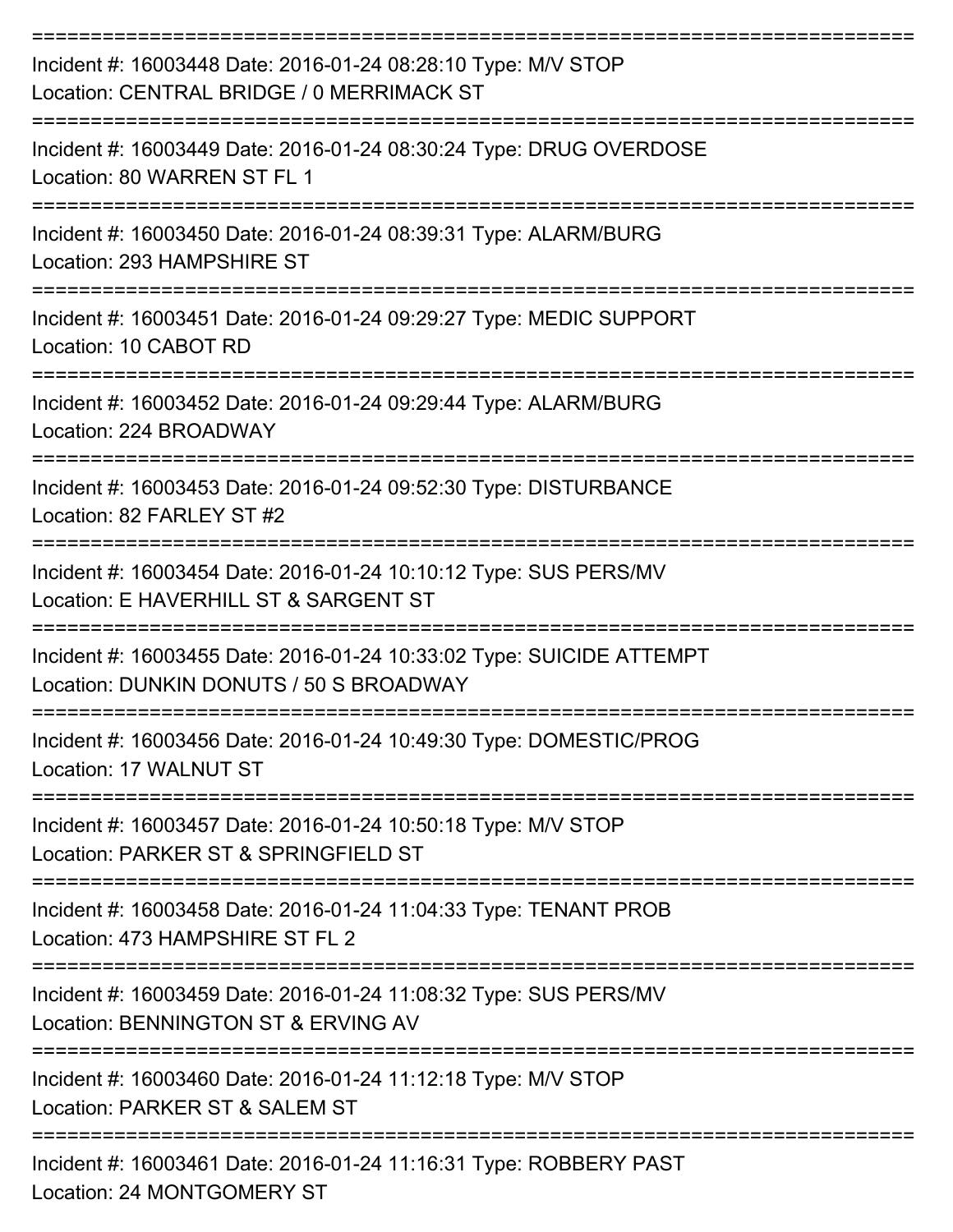===========================================================================

Incident #: 16003448 Date: 2016-01-24 08:28:10 Type: M/V STOP
Location: CENTRAL BRIDGE / 0 MERRIMACK ST

===========================================================================

Incident #: 16003449 Date: 2016-01-24 08:30:24 Type: DRUG OVERDOSE
Location: 80 WARREN ST FL 1

===========================================================================

Incident #: 16003450 Date: 2016-01-24 08:39:31 Type: ALARM/BURG
Location: 293 HAMPSHIRE ST

===========================================================================

Incident #: 16003451 Date: 2016-01-24 09:29:27 Type: MEDIC SUPPORT
Location: 10 CABOT RD

===========================================================================

Incident #: 16003452 Date: 2016-01-24 09:29:44 Type: ALARM/BURG
Location: 224 BROADWAY

===========================================================================

Incident #: 16003453 Date: 2016-01-24 09:52:30 Type: DISTURBANCE
Location: 82 FARLEY ST #2

===========================================================================

Incident #: 16003454 Date: 2016-01-24 10:10:12 Type: SUS PERS/MV
Location: E HAVERHILL ST & SARGENT ST

===========================================================================

Incident #: 16003455 Date: 2016-01-24 10:33:02 Type: SUICIDE ATTEMPT
Location: DUNKIN DONUTS / 50 S BROADWAY

===========================================================================

Incident #: 16003456 Date: 2016-01-24 10:49:30 Type: DOMESTIC/PROG
Location: 17 WALNUT ST

===========================================================================

Incident #: 16003457 Date: 2016-01-24 10:50:18 Type: M/V STOP
Location: PARKER ST & SPRINGFIELD ST

===========================================================================

Incident #: 16003458 Date: 2016-01-24 11:04:33 Type: TENANT PROB
Location: 473 HAMPSHIRE ST FL 2

===========================================================================

Incident #: 16003459 Date: 2016-01-24 11:08:32 Type: SUS PERS/MV
Location: BENNINGTON ST & ERVING AV

===========================================================================

Incident #: 16003460 Date: 2016-01-24 11:12:18 Type: M/V STOP
Location: PARKER ST & SALEM ST

===========================================================================

Incident #: 16003461 Date: 2016-01-24 11:16:31 Type: ROBBERY PAST
Location: 24 MONTGOMERY ST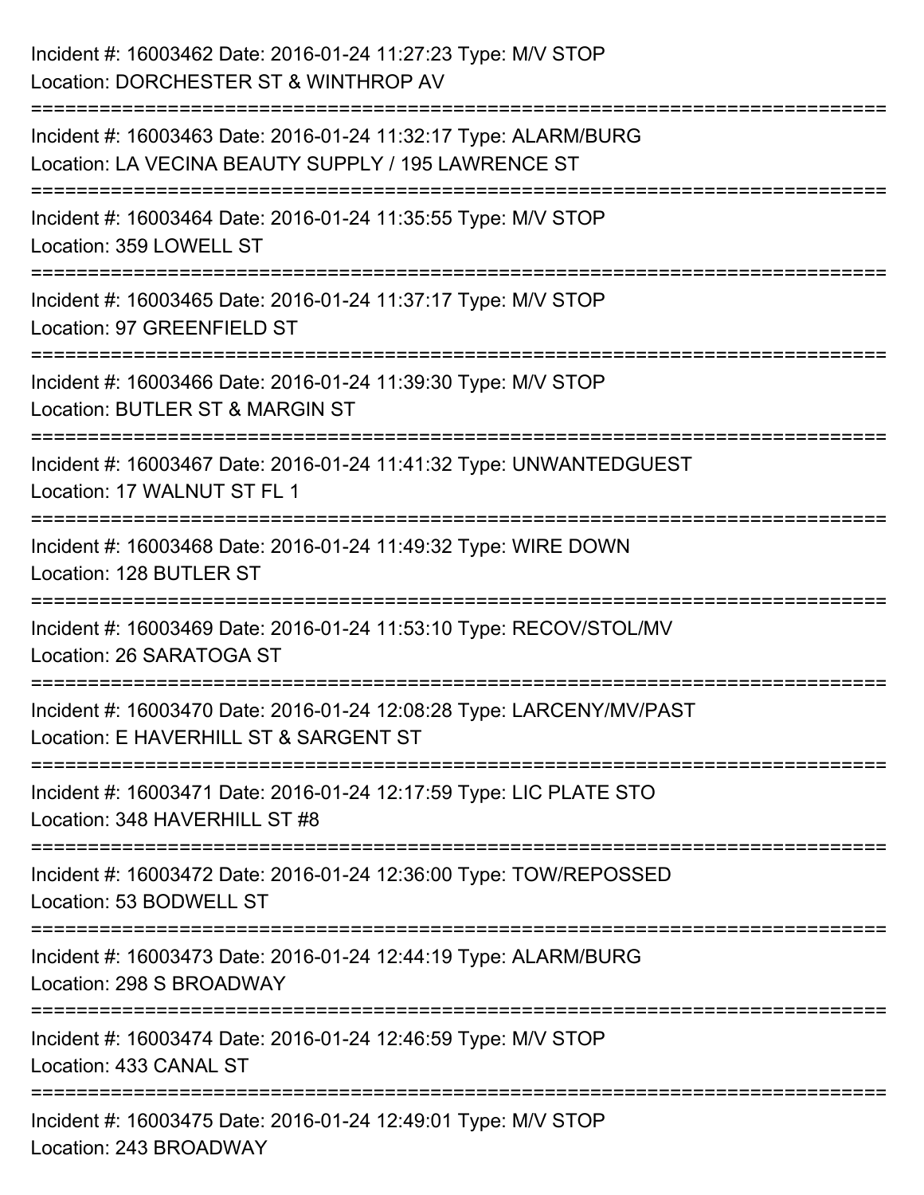Incident #: 16003462 Date: 2016-01-24 11:27:23 Type: M/V STOP
Location: DORCHESTER ST & WINTHROP AV

===========================================================================

Incident #: 16003463 Date: 2016-01-24 11:32:17 Type: ALARM/BURG
Location: LA VECINA BEAUTY SUPPLY / 195 LAWRENCE ST

===========================================================================

Incident #: 16003464 Date: 2016-01-24 11:35:55 Type: M/V STOP
Location: 359 LOWELL ST

===========================================================================

Incident #: 16003465 Date: 2016-01-24 11:37:17 Type: M/V STOP
Location: 97 GREENFIELD ST

===========================================================================

Incident #: 16003466 Date: 2016-01-24 11:39:30 Type: M/V STOP
Location: BUTLER ST & MARGIN ST

===========================================================================

Incident #: 16003467 Date: 2016-01-24 11:41:32 Type: UNWANTEDGUEST
Location: 17 WALNUT ST FL 1

===========================================================================

Incident #: 16003468 Date: 2016-01-24 11:49:32 Type: WIRE DOWN
Location: 128 BUTLER ST

===========================================================================

Incident #: 16003469 Date: 2016-01-24 11:53:10 Type: RECOV/STOL/MV
Location: 26 SARATOGA ST

===========================================================================

Incident #: 16003470 Date: 2016-01-24 12:08:28 Type: LARCENY/MV/PAST
Location: E HAVERHILL ST & SARGENT ST

===========================================================================

Incident #: 16003471 Date: 2016-01-24 12:17:59 Type: LIC PLATE STO
Location: 348 HAVERHILL ST #8

===========================================================================

Incident #: 16003472 Date: 2016-01-24 12:36:00 Type: TOW/REPOSSED
Location: 53 BODWELL ST

===========================================================================

Incident #: 16003473 Date: 2016-01-24 12:44:19 Type: ALARM/BURG
Location: 298 S BROADWAY

===========================================================================

Incident #: 16003474 Date: 2016-01-24 12:46:59 Type: M/V STOP
Location: 433 CANAL ST

===========================================================================

Incident #: 16003475 Date: 2016-01-24 12:49:01 Type: M/V STOP
Location: 243 BROADWAY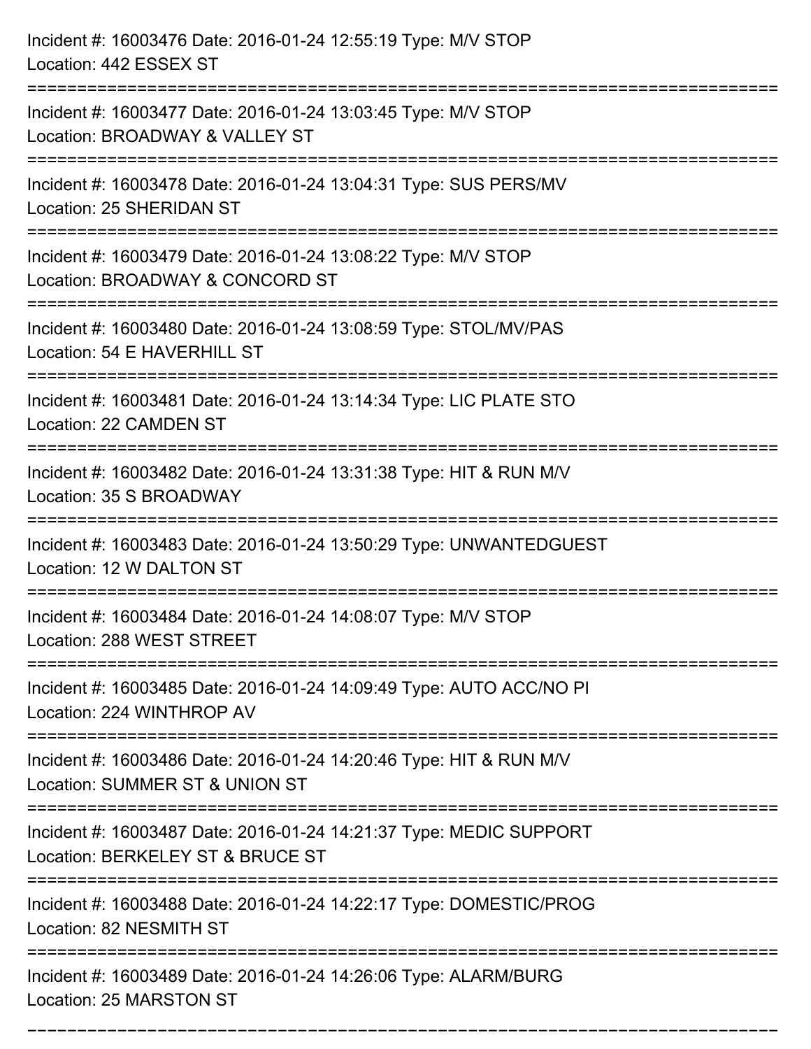Incident #: 16003476 Date: 2016-01-24 12:55:19 Type: M/V STOP
Location: 442 ESSEX ST

===========================================================================

Incident #: 16003477 Date: 2016-01-24 13:03:45 Type: M/V STOP
Location: BROADWAY & VALLEY ST

===========================================================================

Incident #: 16003478 Date: 2016-01-24 13:04:31 Type: SUS PERS/MV
Location: 25 SHERIDAN ST

===========================================================================

Incident #: 16003479 Date: 2016-01-24 13:08:22 Type: M/V STOP
Location: BROADWAY & CONCORD ST

===========================================================================

Incident #: 16003480 Date: 2016-01-24 13:08:59 Type: STOL/MV/PAS
Location: 54 E HAVERHILL ST

===========================================================================

Incident #: 16003481 Date: 2016-01-24 13:14:34 Type: LIC PLATE STO
Location: 22 CAMDEN ST

===========================================================================

Incident #: 16003482 Date: 2016-01-24 13:31:38 Type: HIT & RUN M/V
Location: 35 S BROADWAY

===========================================================================

Incident #: 16003483 Date: 2016-01-24 13:50:29 Type: UNWANTEDGUEST
Location: 12 W DALTON ST

===========================================================================

Incident #: 16003484 Date: 2016-01-24 14:08:07 Type: M/V STOP
Location: 288 WEST STREET

===========================================================================

Incident #: 16003485 Date: 2016-01-24 14:09:49 Type: AUTO ACC/NO PI
Location: 224 WINTHROP AV

===========================================================================

Incident #: 16003486 Date: 2016-01-24 14:20:46 Type: HIT & RUN M/V
Location: SUMMER ST & UNION ST

===========================================================================

Incident #: 16003487 Date: 2016-01-24 14:21:37 Type: MEDIC SUPPORT
Location: BERKELEY ST & BRUCE ST

===========================================================================

Incident #: 16003488 Date: 2016-01-24 14:22:17 Type: DOMESTIC/PROG
Location: 82 NESMITH ST

===========================================================================

Incident #: 16003489 Date: 2016-01-24 14:26:06 Type: ALARM/BURG
Location: 25 MARSTON ST

===========================================================================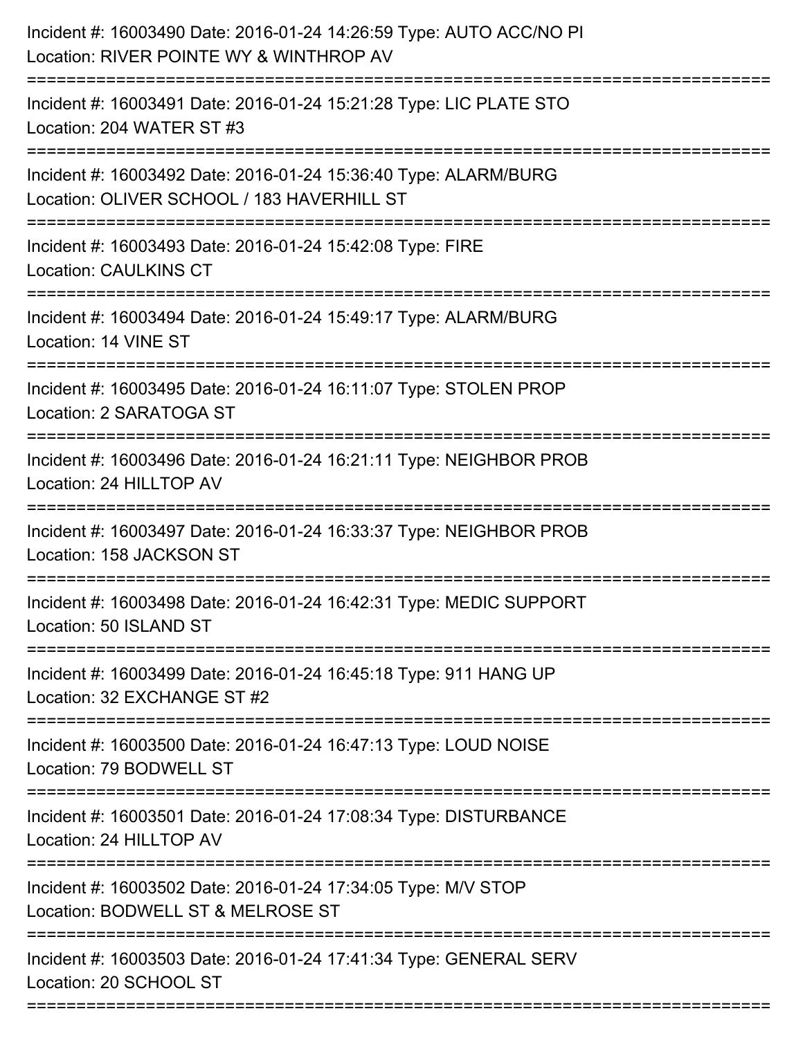Incident #: 16003490 Date: 2016-01-24 14:26:59 Type: AUTO ACC/NO PI
Location: RIVER POINTE WY & WINTHROP AV

===========================================================================

Incident #: 16003491 Date: 2016-01-24 15:21:28 Type: LIC PLATE STO
Location: 204 WATER ST #3

===========================================================================

Incident #: 16003492 Date: 2016-01-24 15:36:40 Type: ALARM/BURG
Location: OLIVER SCHOOL / 183 HAVERHILL ST

===========================================================================

Incident #: 16003493 Date: 2016-01-24 15:42:08 Type: FIRE
Location: CAULKINS CT

===========================================================================

Incident #: 16003494 Date: 2016-01-24 15:49:17 Type: ALARM/BURG
Location: 14 VINE ST

===========================================================================

Incident #: 16003495 Date: 2016-01-24 16:11:07 Type: STOLEN PROP
Location: 2 SARATOGA ST

===========================================================================

Incident #: 16003496 Date: 2016-01-24 16:21:11 Type: NEIGHBOR PROB
Location: 24 HILLTOP AV

===========================================================================

Incident #: 16003497 Date: 2016-01-24 16:33:37 Type: NEIGHBOR PROB
Location: 158 JACKSON ST

===========================================================================

Incident #: 16003498 Date: 2016-01-24 16:42:31 Type: MEDIC SUPPORT
Location: 50 ISLAND ST

===========================================================================

Incident #: 16003499 Date: 2016-01-24 16:45:18 Type: 911 HANG UP
Location: 32 EXCHANGE ST #2

===========================================================================

Incident #: 16003500 Date: 2016-01-24 16:47:13 Type: LOUD NOISE
Location: 79 BODWELL ST

===========================================================================

Incident #: 16003501 Date: 2016-01-24 17:08:34 Type: DISTURBANCE
Location: 24 HILLTOP AV

===========================================================================

Incident #: 16003502 Date: 2016-01-24 17:34:05 Type: M/V STOP
Location: BODWELL ST & MELROSE ST

===========================================================================

Incident #: 16003503 Date: 2016-01-24 17:41:34 Type: GENERAL SERV
Location: 20 SCHOOL ST

===========================================================================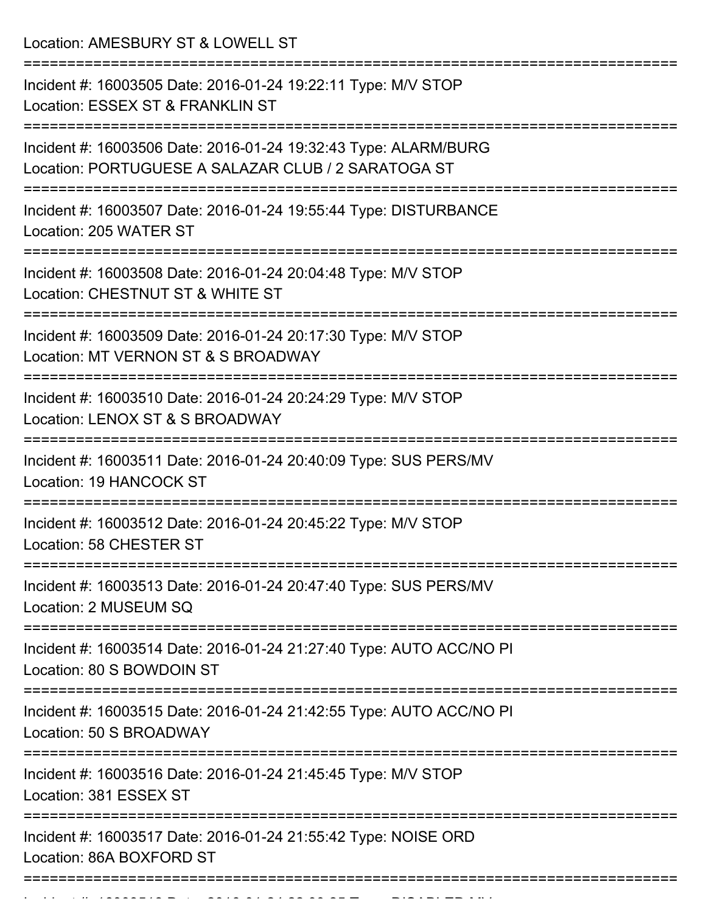Location: AMESBURY ST & LOWELL ST

===========================================================================

Incident #: 16003505 Date: 2016-01-24 19:22:11 Type: M/V STOP
Location: ESSEX ST & FRANKLIN ST

===========================================================================

Incident #: 16003506 Date: 2016-01-24 19:32:43 Type: ALARM/BURG
Location: PORTUGUESE A SALAZAR CLUB / 2 SARATOGA ST

===========================================================================

Incident #: 16003507 Date: 2016-01-24 19:55:44 Type: DISTURBANCE
Location: 205 WATER ST

===========================================================================

Incident #: 16003508 Date: 2016-01-24 20:04:48 Type: M/V STOP
Location: CHESTNUT ST & WHITE ST

===========================================================================

Incident #: 16003509 Date: 2016-01-24 20:17:30 Type: M/V STOP
Location: MT VERNON ST & S BROADWAY

===========================================================================

Incident #: 16003510 Date: 2016-01-24 20:24:29 Type: M/V STOP
Location: LENOX ST & S BROADWAY

===========================================================================

Incident #: 16003511 Date: 2016-01-24 20:40:09 Type: SUS PERS/MV
Location: 19 HANCOCK ST

===========================================================================

Incident #: 16003512 Date: 2016-01-24 20:45:22 Type: M/V STOP
Location: 58 CHESTER ST

===========================================================================

Incident #: 16003513 Date: 2016-01-24 20:47:40 Type: SUS PERS/MV
Location: 2 MUSEUM SQ

===========================================================================

Incident #: 16003514 Date: 2016-01-24 21:27:40 Type: AUTO ACC/NO PI
Location: 80 S BOWDOIN ST

===========================================================================

Incident #: 16003515 Date: 2016-01-24 21:42:55 Type: AUTO ACC/NO PI
Location: 50 S BROADWAY

===========================================================================

Incident #: 16003516 Date: 2016-01-24 21:45:45 Type: M/V STOP
Location: 381 ESSEX ST

===========================================================================

Incident #: 16003517 Date: 2016-01-24 21:55:42 Type: NOISE ORD
Location: 86A BOXFORD ST

===========================================================================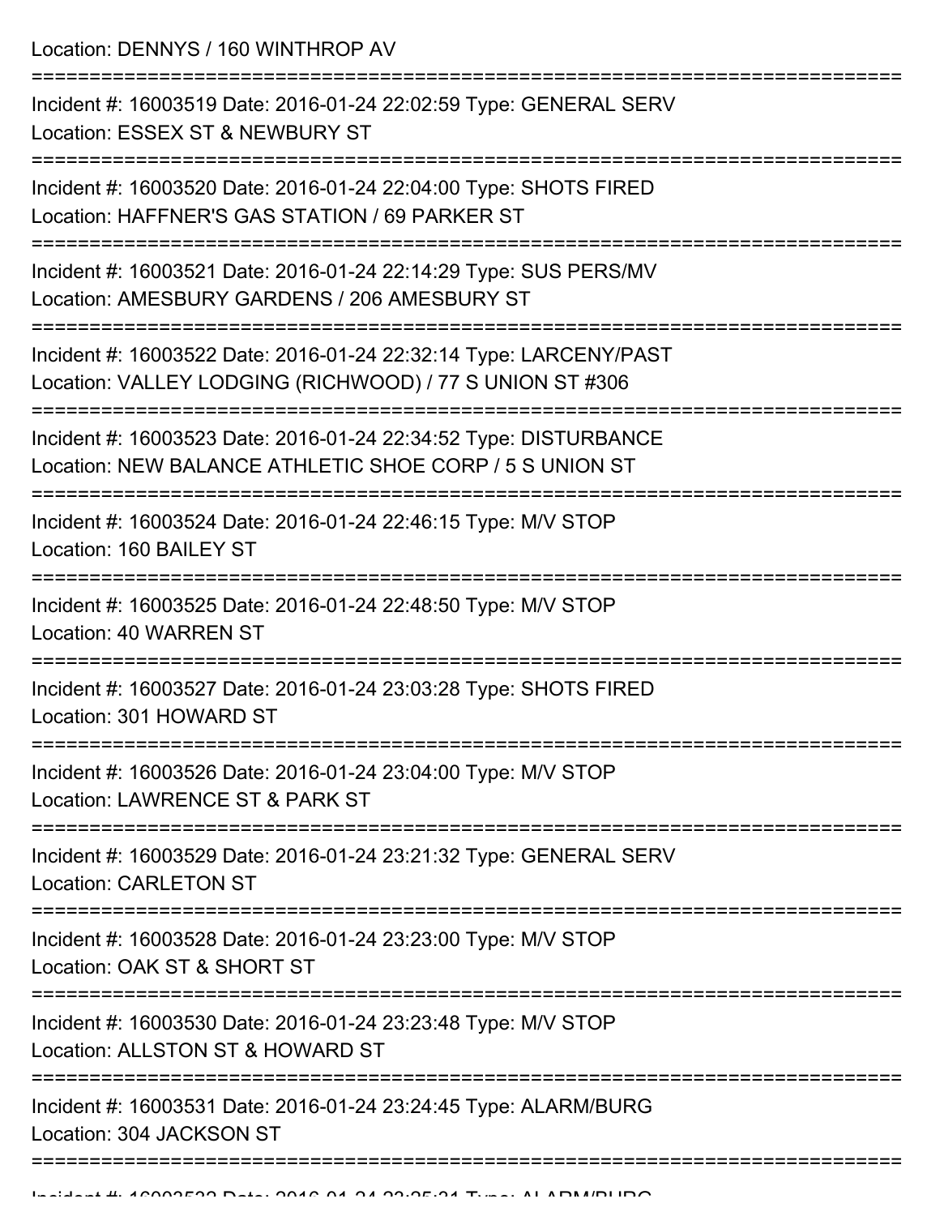Location: DENNYS / 160 WINTHROP AV

===========================================================================

Incident #: 16003519 Date: 2016-01-24 22:02:59 Type: GENERAL SERV
Location: ESSEX ST & NEWBURY ST

===========================================================================

Incident #: 16003520 Date: 2016-01-24 22:04:00 Type: SHOTS FIRED
Location: HAFFNER'S GAS STATION / 69 PARKER ST

===========================================================================

Incident #: 16003521 Date: 2016-01-24 22:14:29 Type: SUS PERS/MV
Location: AMESBURY GARDENS / 206 AMESBURY ST

===========================================================================

Incident #: 16003522 Date: 2016-01-24 22:32:14 Type: LARCENY/PAST
Location: VALLEY LODGING (RICHWOOD) / 77 S UNION ST #306

===========================================================================

Incident #: 16003523 Date: 2016-01-24 22:34:52 Type: DISTURBANCE
Location: NEW BALANCE ATHLETIC SHOE CORP / 5 S UNION ST

===========================================================================

Incident #: 16003524 Date: 2016-01-24 22:46:15 Type: M/V STOP
Location: 160 BAILEY ST

===========================================================================

Incident #: 16003525 Date: 2016-01-24 22:48:50 Type: M/V STOP
Location: 40 WARREN ST

===========================================================================

Incident #: 16003527 Date: 2016-01-24 23:03:28 Type: SHOTS FIRED
Location: 301 HOWARD ST

===========================================================================

Incident #: 16003526 Date: 2016-01-24 23:04:00 Type: M/V STOP
Location: LAWRENCE ST & PARK ST

===========================================================================

Incident #: 16003529 Date: 2016-01-24 23:21:32 Type: GENERAL SERV
Location: CARLETON ST

===========================================================================

Incident #: 16003528 Date: 2016-01-24 23:23:00 Type: M/V STOP
Location: OAK ST & SHORT ST

===========================================================================

Incident #: 16003530 Date: 2016-01-24 23:23:48 Type: M/V STOP
Location: ALLSTON ST & HOWARD ST

===========================================================================

Incident #: 16003531 Date: 2016-01-24 23:24:45 Type: ALARM/BURG
Location: 304 JACKSON ST

===========================================================================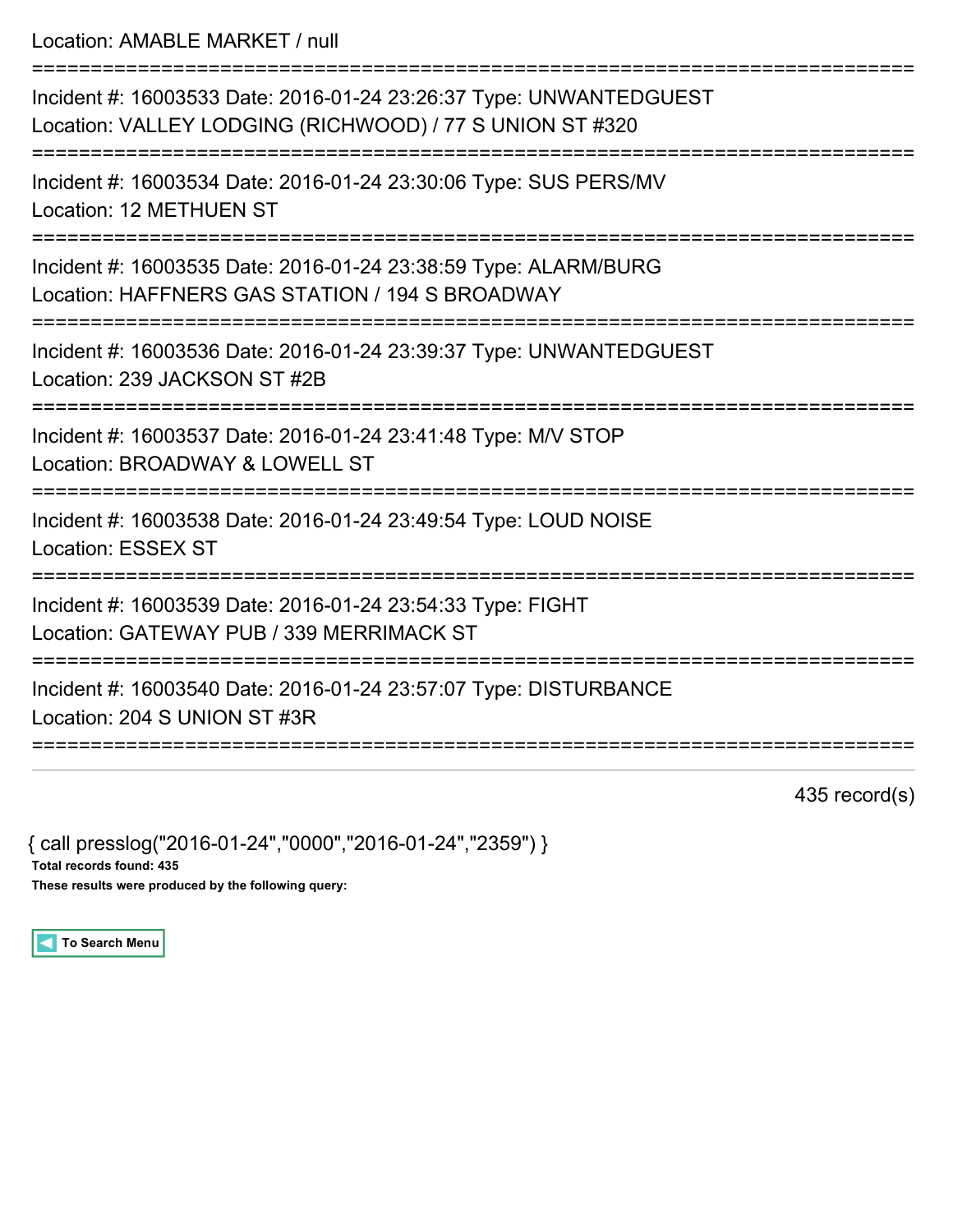Location: AMABLE MARKET / null

===========================================================================

Incident #: 16003533 Date: 2016-01-24 23:26:37 Type: UNWANTEDGUEST
Location: VALLEY LODGING (RICHWOOD) / 77 S UNION ST #320

===========================================================================

Incident #: 16003534 Date: 2016-01-24 23:30:06 Type: SUS PERS/MV
Location: 12 METHUEN ST

===========================================================================

Incident #: 16003535 Date: 2016-01-24 23:38:59 Type: ALARM/BURG
Location: HAFFNERS GAS STATION / 194 S BROADWAY

===========================================================================

Incident #: 16003536 Date: 2016-01-24 23:39:37 Type: UNWANTEDGUEST
Location: 239 JACKSON ST #2B

===========================================================================

Incident #: 16003537 Date: 2016-01-24 23:41:48 Type: M/V STOP
Location: BROADWAY & LOWELL ST

===========================================================================

Incident #: 16003538 Date: 2016-01-24 23:49:54 Type: LOUD NOISE
Location: ESSEX ST

===========================================================================

Incident #: 16003539 Date: 2016-01-24 23:54:33 Type: FIGHT
Location: GATEWAY PUB / 339 MERRIMACK ST

===========================================================================

Incident #: 16003540 Date: 2016-01-24 23:57:07 Type: DISTURBANCE
Location: 204 S UNION ST #3R

===========================================================================

435 record(s)

{ call presslog("2016-01-24","0000","2016-01-24","2359") }

**Total records found: 435**

**These results were produced by the following query:**

To Search Menu